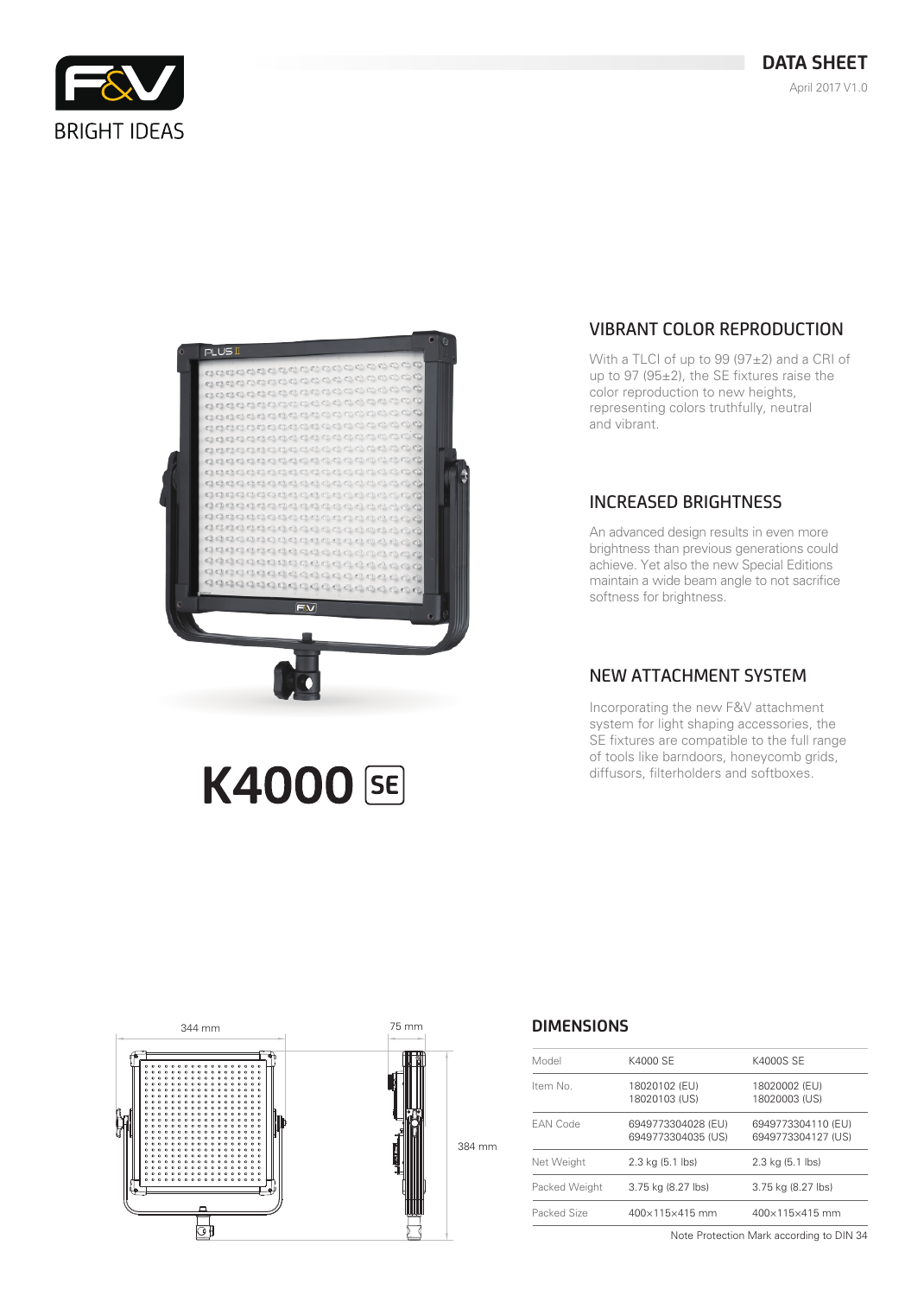F&V BRIGHT IDEAS

# DATA SHEET

April 2017 V1.0

# K4000 SE

## VIBRANT COLOR REPRODUCTION

With a TLCI of up to 99 (97±2) and a CRI of up to 97 (95±2), the SE fixtures raise the color reproduction to new heights, representing colors truthfully, neutral and vibrant.

## INCREASED BRIGHTNESS

An advanced design results in even more brightness than previous generations could achieve. Yet also the new Special Editions maintain a wide beam angle to not sacrifice softness for brightness.

## NEW ATTACHMENT SYSTEM

Incorporating the new F&V attachment system for light shaping accessories, the SE fixtures are compatible to the full range of tools like barndoors, honeycomb grids, diffusors, filterholders and softboxes.

344 mm

75 mm

384 mm

## DIMENSIONS

| Model | K4000 SE | K4000S SE |
|---|---|---|
| Item No. | 18020102 (EU)<br>18020103 (US) | 18020002 (EU)<br>18020003 (US) |
| EAN Code | 6949773304028 (EU)<br>6949773304035 (US) | 6949773304110 (EU)<br>6949773304127 (US) |
| Net Weight | 2.3 kg (5.1 lbs) | 2.3 kg (5.1 lbs) |
| Packed Weight | 3.75 kg (8.27 lbs) | 3.75 kg (8.27 lbs) |
| Packed Size | 400×115×415 mm | 400×115×415 mm |

Note Protection Mark according to DIN 34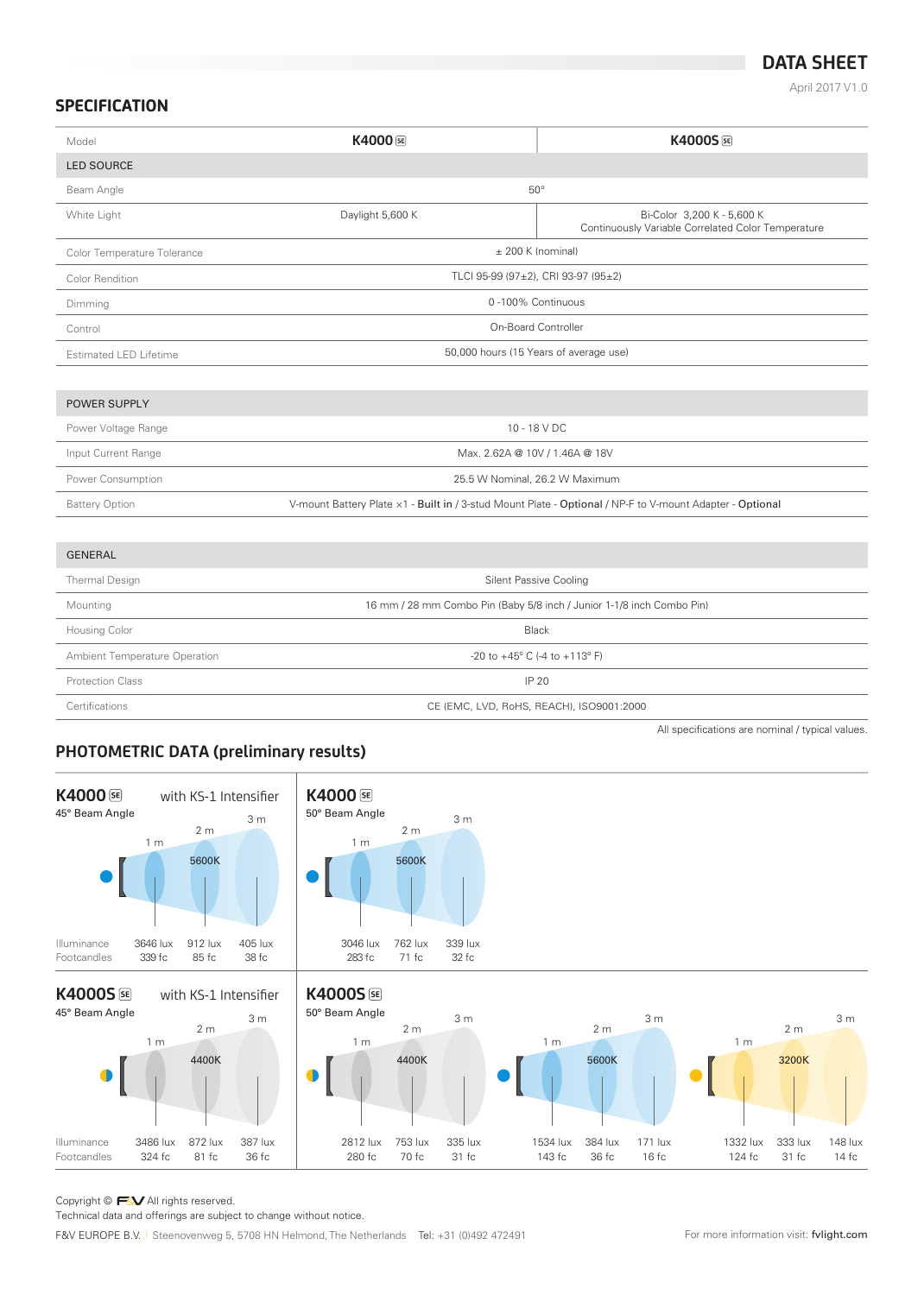# DATA SHEET

April 2017 V1.0

## SPECIFICATION

| Model | K4000 SE | K4000S SE |
|---|---|---|
| **LED SOURCE** | | |
| Beam Angle | 50° | |
| White Light | Daylight 5,600 K | Bi-Color 3,200 K - 5,600 K Continuously Variable Correlated Color Temperature |
| Color Temperature Tolerance | ± 200 K (nominal) | |
| Color Rendition | TLCI 95-99 (97±2), CRI 93-97 (95±2) | |
| Dimming | 0 -100% Continuous | |
| Control | On-Board Controller | |
| Estimated LED Lifetime | 50,000 hours (15 Years of average use) | |
| **POWER SUPPLY** | | |
| Power Voltage Range | 10 - 18 V DC | |
| Input Current Range | Max. 2.62A @ 10V / 1.46A @ 18V | |
| Power Consumption | 25.5 W Nominal, 26.2 W Maximum | |
| Battery Option | V-mount Battery Plate ×1 - **Built in** / 3-stud Mount Plate - **Optional** / NP-F to V-mount Adapter - **Optional** | |
| **GENERAL** | | |
| Thermal Design | Silent Passive Cooling | |
| Mounting | 16 mm / 28 mm Combo Pin (Baby 5/8 inch / Junior 1-1/8 inch Combo Pin) | |
| Housing Color | Black | |
| Ambient Temperature Operation | -20 to +45° C (-4 to +113° F) | |
| Protection Class | IP 20 | |
| Certifications | CE (EMC, LVD, RoHS, REACH), ISO9001:2000 | |

All specifications are nominal / typical values.

## PHOTOMETRIC DATA (preliminary results)

**K4000 SE** with KS-1 Intensifier
45° Beam Angle
1 m 2 m 3 m
5600K
Illuminance: 3646 lux, 912 lux, 405 lux
Footcandles: 339 fc, 85 fc, 38 fc

**K4000 SE**
50° Beam Angle
1 m 2 m 3 m
5600K
Illuminance: 3046 lux, 762 lux, 339 lux
Footcandles: 283 fc, 71 fc, 32 fc

**K4000S SE** with KS-1 Intensifier
45° Beam Angle
1 m 2 m 3 m
4400K
Illuminance: 3486 lux, 872 lux, 387 lux
Footcandles: 324 fc, 81 fc, 36 fc

**K4000S SE**
50° Beam Angle
1 m 2 m 3 m
4400K
Illuminance: 2812 lux, 753 lux, 335 lux
Footcandles: 280 fc, 70 fc, 31 fc

1 m 2 m 3 m
5600K
Illuminance: 1534 lux, 384 lux, 171 lux
Footcandles: 143 fc, 36 fc, 16 fc

1 m 2 m 3 m
3200K
Illuminance: 1332 lux, 333 lux, 148 lux
Footcandles: 124 fc, 31 fc, 14 fc

Copyright © F&V All rights reserved.
Technical data and offerings are subject to change without notice.

F&V EUROPE B.V. | Steenovenweg 5, 5708 HN Helmond, The Netherlands Tel: +31 (0)492 472491

For more information visit: **fvlight.com**